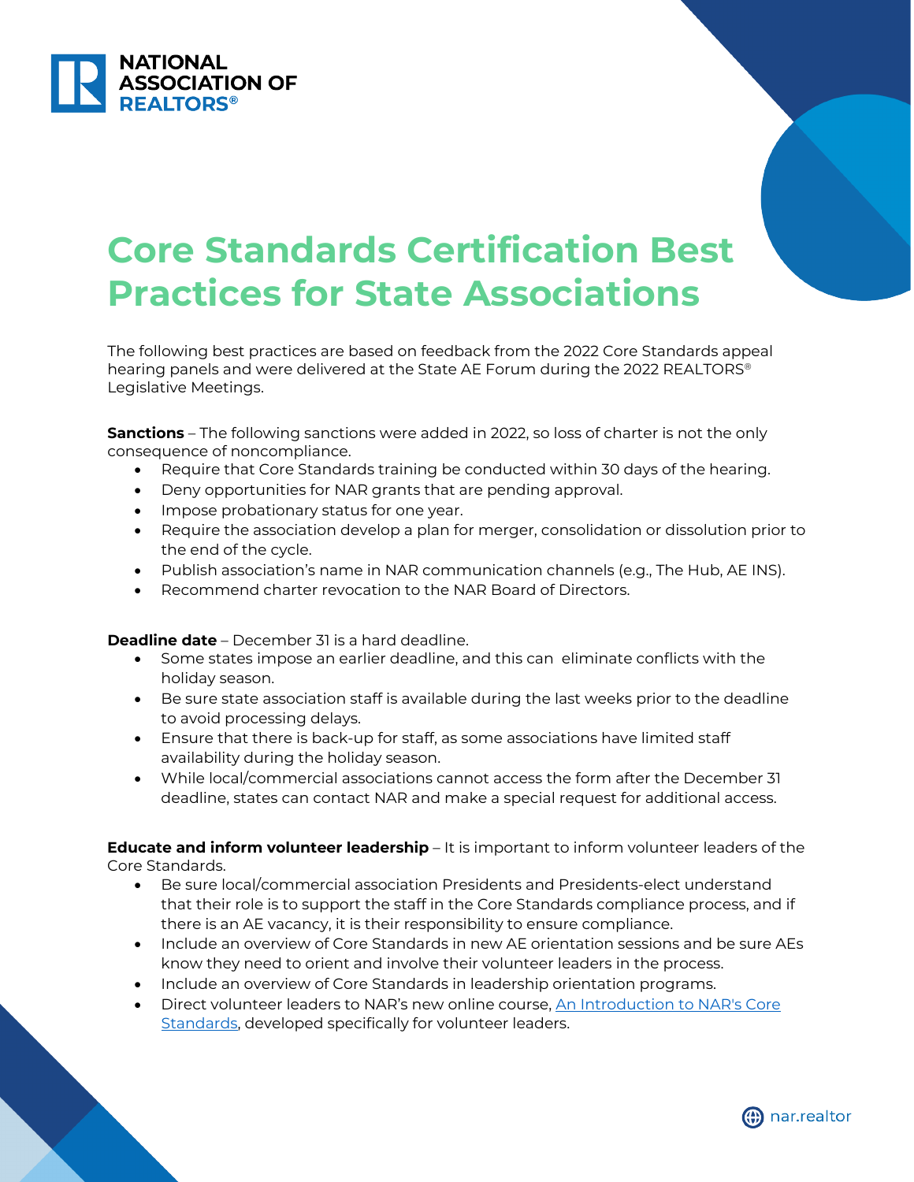NATIONAL ASSOCIATION OF REALTORS®

# Core Standards Certification Best Practices for State Associations

The following best practices are based on feedback from the 2022 Core Standards appeal hearing panels and were delivered at the State AE Forum during the 2022 REALTORS® Legislative Meetings.

**Sanctions** – The following sanctions were added in 2022, so loss of charter is not the only consequence of noncompliance.

- Require that Core Standards training be conducted within 30 days of the hearing.
- Deny opportunities for NAR grants that are pending approval.
- Impose probationary status for one year.
- Require the association develop a plan for merger, consolidation or dissolution prior to the end of the cycle.
- Publish association's name in NAR communication channels (e.g., The Hub, AE INS).
- Recommend charter revocation to the NAR Board of Directors.

**Deadline date** – December 31 is a hard deadline.

- Some states impose an earlier deadline, and this can eliminate conflicts with the holiday season.
- Be sure state association staff is available during the last weeks prior to the deadline to avoid processing delays.
- Ensure that there is back-up for staff, as some associations have limited staff availability during the holiday season.
- While local/commercial associations cannot access the form after the December 31 deadline, states can contact NAR and make a special request for additional access.

**Educate and inform volunteer leadership** – It is important to inform volunteer leaders of the Core Standards.

- Be sure local/commercial association Presidents and Presidents-elect understand that their role is to support the staff in the Core Standards compliance process, and if there is an AE vacancy, it is their responsibility to ensure compliance.
- Include an overview of Core Standards in new AE orientation sessions and be sure AEs know they need to orient and involve their volunteer leaders in the process.
- Include an overview of Core Standards in leadership orientation programs.
- Direct volunteer leaders to NAR's new online course, [An Introduction to NAR's Core Standards](), developed specifically for volunteer leaders.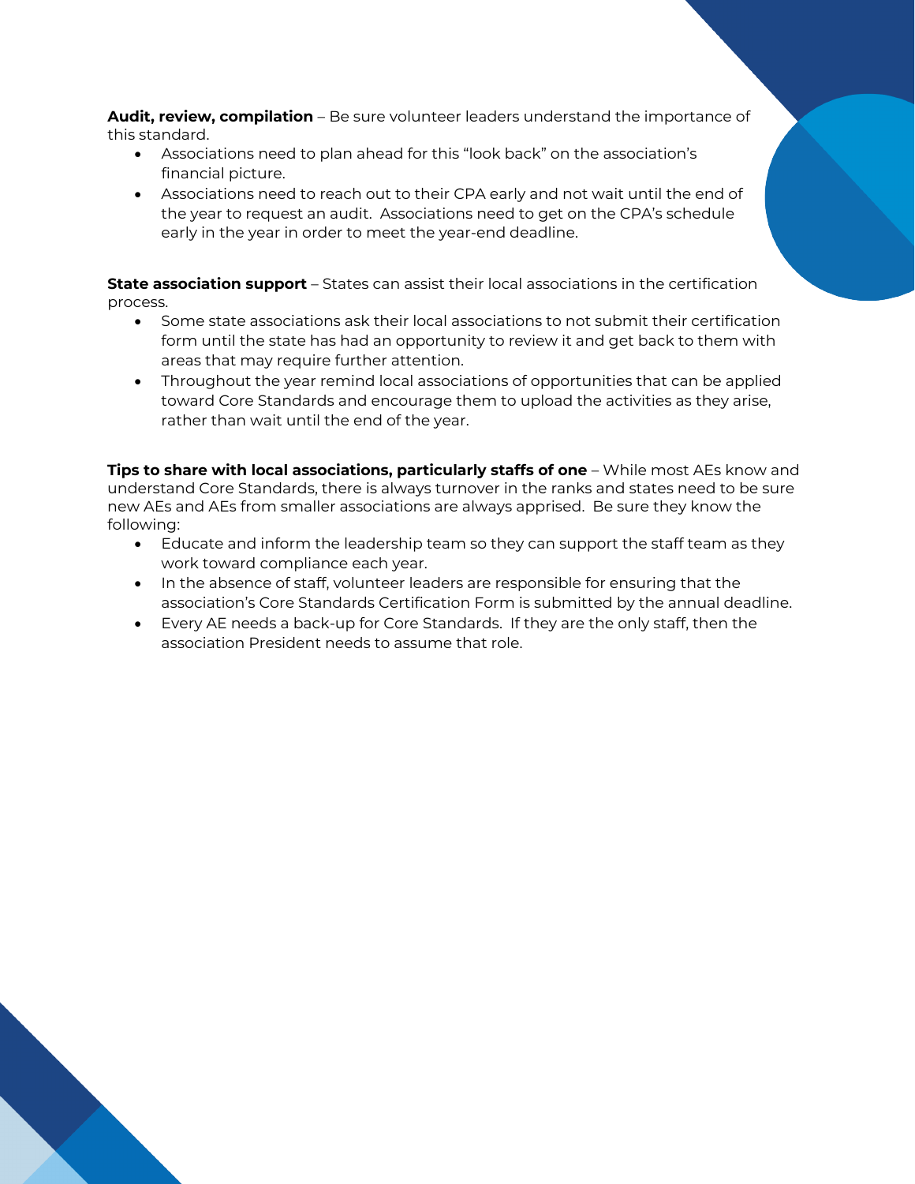**Audit, review, compilation** – Be sure volunteer leaders understand the importance of this standard.

- Associations need to plan ahead for this "look back" on the association's financial picture.
- Associations need to reach out to their CPA early and not wait until the end of the year to request an audit. Associations need to get on the CPA's schedule early in the year in order to meet the year-end deadline.

**State association support** – States can assist their local associations in the certification process.

- Some state associations ask their local associations to not submit their certification form until the state has had an opportunity to review it and get back to them with areas that may require further attention.
- Throughout the year remind local associations of opportunities that can be applied toward Core Standards and encourage them to upload the activities as they arise, rather than wait until the end of the year.

**Tips to share with local associations, particularly staffs of one** – While most AEs know and understand Core Standards, there is always turnover in the ranks and states need to be sure new AEs and AEs from smaller associations are always apprised. Be sure they know the following:

- Educate and inform the leadership team so they can support the staff team as they work toward compliance each year.
- In the absence of staff, volunteer leaders are responsible for ensuring that the association's Core Standards Certification Form is submitted by the annual deadline.
- Every AE needs a back-up for Core Standards. If they are the only staff, then the association President needs to assume that role.